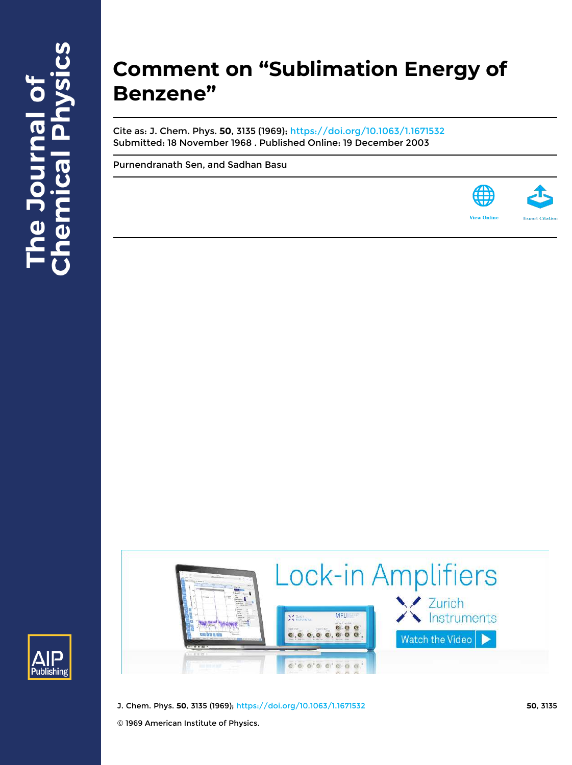# Comment on "Sublimation Energy of Benzene"

Cite as: J. Chem. Phys. **50**, 3135 (1969); https://doi.org/10.1063/1.1671532
Submitted: 18 November 1968 . Published Online: 19 December 2003

Purnendranath Sen, and Sadhan Basu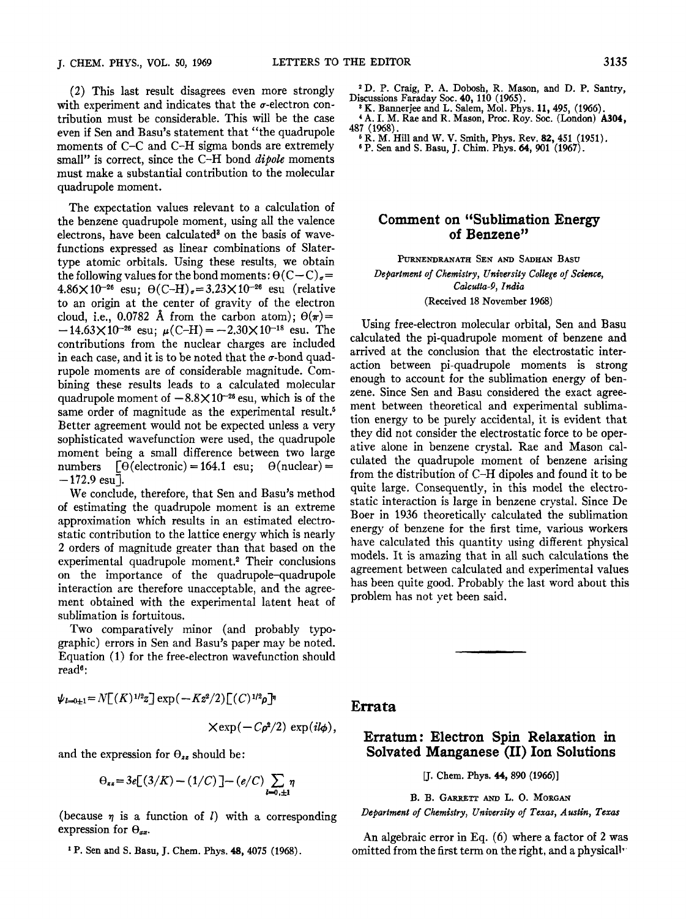(2) This last result disagrees even more strongly with experiment and indicates that the $\sigma$-electron contribution must be considerable. This will be the case even if Sen and Basu's statement that "the quadrupole moments of C–C and C–H sigma bonds are extremely small" is correct, since the C–H bond *dipole* moments must make a substantial contribution to the molecular quadrupole moment.

The expectation values relevant to a calculation of the benzene quadrupole moment, using all the valence electrons, have been calculated[3] on the basis of wavefunctions expressed as linear combinations of Slater-type atomic orbitals. Using these results, we obtain the following values for the bond moments: $\Theta(\mathrm{C-C})_\sigma = 4.86\times10^{-26}$ esu; $\Theta(\mathrm{C-H})_\sigma = 3.23\times10^{-26}$ esu (relative to an origin at the center of gravity of the electron cloud, i.e., 0.0782 Å from the carbon atom); $\Theta(\pi) = -14.63\times10^{-26}$ esu; $\mu(\mathrm{C-H}) = -2.30\times10^{-18}$ esu. The contributions from the nuclear charges are included in each case, and it is to be noted that the $\sigma$-bond quadrupole moments are of considerable magnitude. Combining these results leads to a calculated molecular quadrupole moment of $-8.8\times10^{-26}$ esu, which is of the same order of magnitude as the experimental result.[5] Better agreement would not be expected unless a very sophisticated wavefunction were used, the quadrupole moment being a small difference between two large numbers [$\Theta(\text{electronic}) = 164.1$ esu; $\Theta(\text{nuclear}) = -172.9$ esu].

We conclude, therefore, that Sen and Basu's method of estimating the quadrupole moment is an extreme approximation which results in an estimated electrostatic contribution to the lattice energy which is nearly 2 orders of magnitude greater than that based on the experimental quadrupole moment.[2] Their conclusions on the importance of the quadrupole–quadrupole interaction are therefore unacceptable, and the agreement obtained with the experimental latent heat of sublimation is fortuitous.

Two comparatively minor (and probably typographic) errors in Sen and Basu's paper may be noted. Equation (1) for the free-electron wavefunction should read[6]:

$$\psi_{l=0\pm1} = N[(K)^{1/2}z]\exp(-Kz^2/2)[(C)^{1/2}\rho]^{\eta} \times \exp(-C\rho^2/2)\exp(il\phi),$$

and the expression for $\Theta_{zz}$ should be:

$$\Theta_{zz} = 3e[(3/K) - (1/C)] - (e/C)\sum_{l=0,\pm1}\eta$$

(because $\eta$ is a function of $l$) with a corresponding expression for $\Theta_{xx}$.

[1] P. Sen and S. Basu, J. Chem. Phys. **48**, 4075 (1968).

[2] D. P. Craig, P. A. Dobosh, R. Mason, and D. P. Santry, Discussions Faraday Soc. **40**, 110 (1965).

[3] K. Bannerjee and L. Salem, Mol. Phys. **11**, 495, (1966).

[4] A. I. M. Rae and R. Mason, Proc. Roy. Soc. (London) **A304**, 487 (1968).

[5] R. M. Hill and W. V. Smith, Phys. Rev. **82**, 451 (1951).

[6] P. Sen and S. Basu, J. Chim. Phys. **64**, 901 (1967).

## Comment on "Sublimation Energy of Benzene"

Purnendranath Sen and Sadhan Basu

*Department of Chemistry, University College of Science, Calcutta-9, India*

(Received 18 November 1968)

Using free-electron molecular orbital, Sen and Basu calculated the pi-quadrupole moment of benzene and arrived at the conclusion that the electrostatic interaction between pi-quadrupole moments is strong enough to account for the sublimation energy of benzene. Since Sen and Basu considered the exact agreement between theoretical and experimental sublimation energy to be purely accidental, it is evident that they did not consider the electrostatic force to be operative alone in benzene crystal. Rae and Mason calculated the quadrupole moment of benzene arising from the distribution of C–H dipoles and found it to be quite large. Consequently, in this model the electrostatic interaction is large in benzene crystal. Since De Boer in 1936 theoretically calculated the sublimation energy of benzene for the first time, various workers have calculated this quantity using different physical models. It is amazing that in all such calculations the agreement between calculated and experimental values has been quite good. Probably the last word about this problem has not yet been said.

# Errata

## Erratum: Electron Spin Relaxation in Solvated Manganese (II) Ion Solutions

[J. Chem. Phys. **44**, 890 (1966)]

B. B. Garrett and L. O. Morgan

*Department of Chemistry, University of Texas, Austin, Texas*

An algebraic error in Eq. (6) where a factor of 2 was omitted from the first term on the right, and a physicall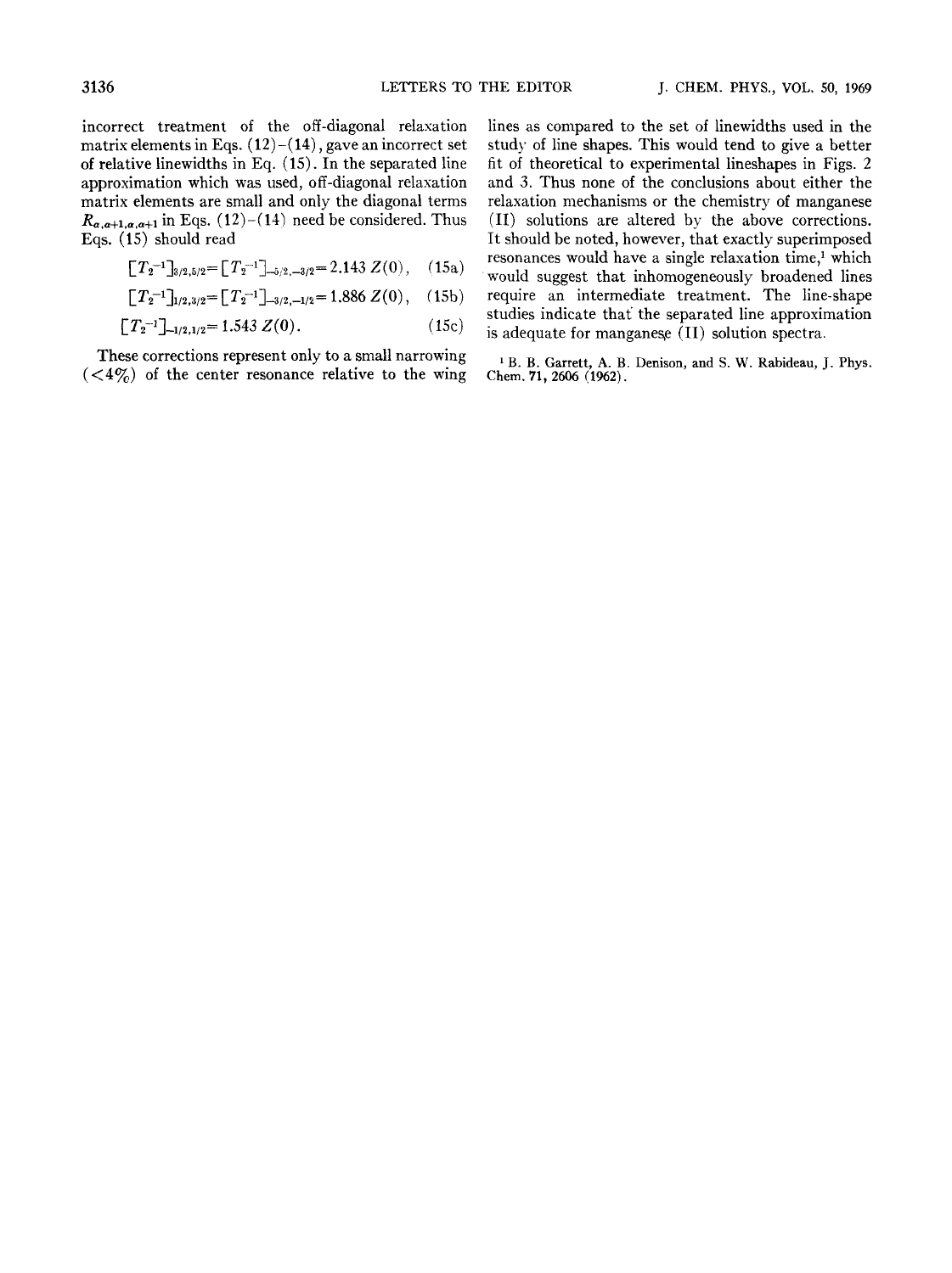incorrect treatment of the off-diagonal relaxation matrix elements in Eqs. (12)–(14), gave an incorrect set of relative linewidths in Eq. (15). In the separated line approximation which was used, off-diagonal relaxation matrix elements are small and only the diagonal terms $R_{a,a+1,a,a+1}$ in Eqs. (12)–(14) need be considered. Thus Eqs. (15) should read

$$[T_2^{-1}]_{3/2,5/2}=[T_2^{-1}]_{-5/2,-3/2}=2.143\,Z(0), \quad (15\text{a})$$

$$[T_2^{-1}]_{1/2,3/2}=[T_2^{-1}]_{-3/2,-1/2}=1.886\,Z(0), \quad (15\text{b})$$

$$[T_2^{-1}]_{-1/2,1/2}=1.543\,Z(0). \quad (15\text{c})$$

These corrections represent only to a small narrowing ($<4\%$) of the center resonance relative to the wing lines as compared to the set of linewidths used in the study of line shapes. This would tend to give a better fit of theoretical to experimental lineshapes in Figs. 2 and 3. Thus none of the conclusions about either the relaxation mechanisms or the chemistry of manganese (II) solutions are altered by the above corrections. It should be noted, however, that exactly superimposed resonances would have a single relaxation time,[1] which would suggest that inhomogeneously broadened lines require an intermediate treatment. The line-shape studies indicate that the separated line approximation is adequate for manganese (II) solution spectra.

[1] B. B. Garrett, A. B. Denison, and S. W. Rabideau, J. Phys. Chem. 71, 2606 (1962).